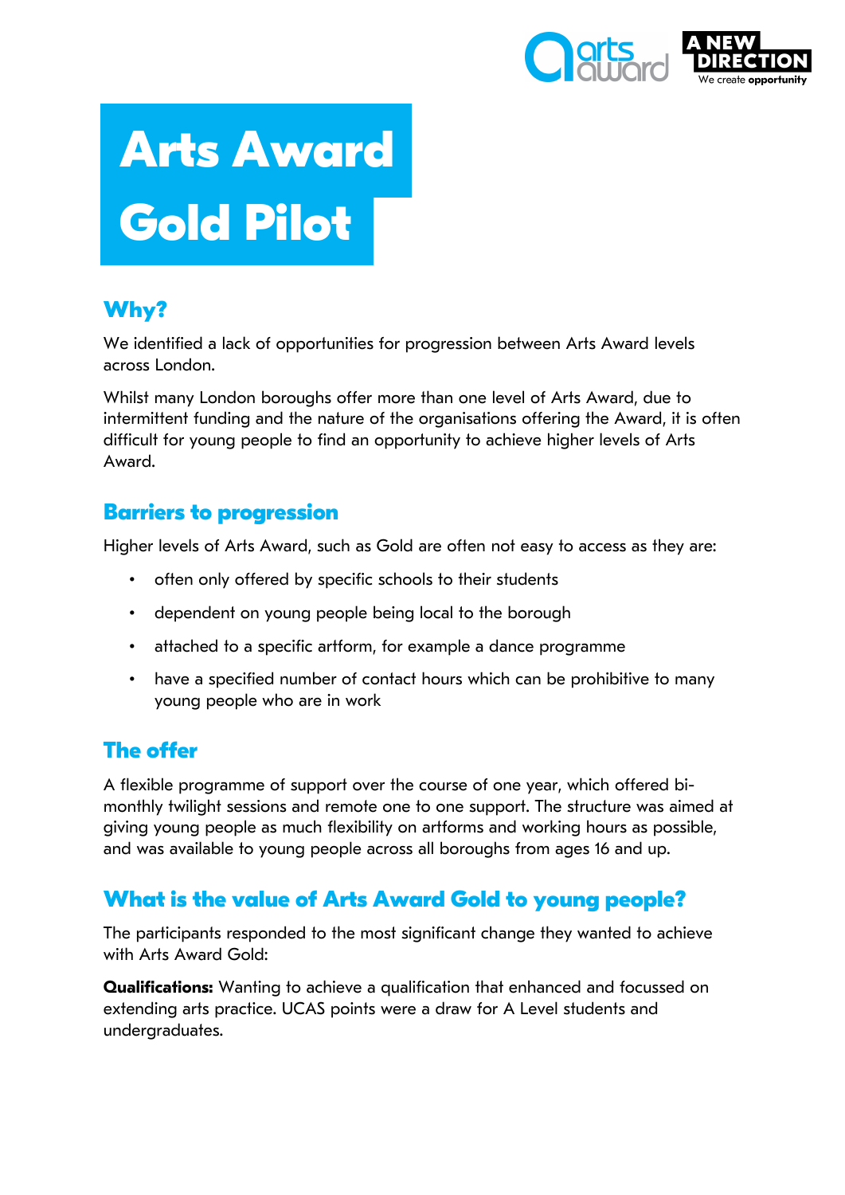# Arts Award Gold Pilot

## Why?

We identified a lack of opportunities for progression between Arts Award levels across London.

Whilst many London boroughs offer more than one level of Arts Award, due to intermittent funding and the nature of the organisations offering the Award, it is often difficult for young people to find an opportunity to achieve higher levels of Arts Award.

## Barriers to progression

Higher levels of Arts Award, such as Gold are often not easy to access as they are:

- often only offered by specific schools to their students
- dependent on young people being local to the borough
- attached to a specific artform, for example a dance programme
- have a specified number of contact hours which can be prohibitive to many young people who are in work

## The offer

A flexible programme of support over the course of one year, which offered bi-monthly twilight sessions and remote one to one support. The structure was aimed at giving young people as much flexibility on artforms and working hours as possible, and was available to young people across all boroughs from ages 16 and up.

## What is the value of Arts Award Gold to young people?

The participants responded to the most significant change they wanted to achieve with Arts Award Gold:

**Qualifications:** Wanting to achieve a qualification that enhanced and focussed on extending arts practice. UCAS points were a draw for A Level students and undergraduates.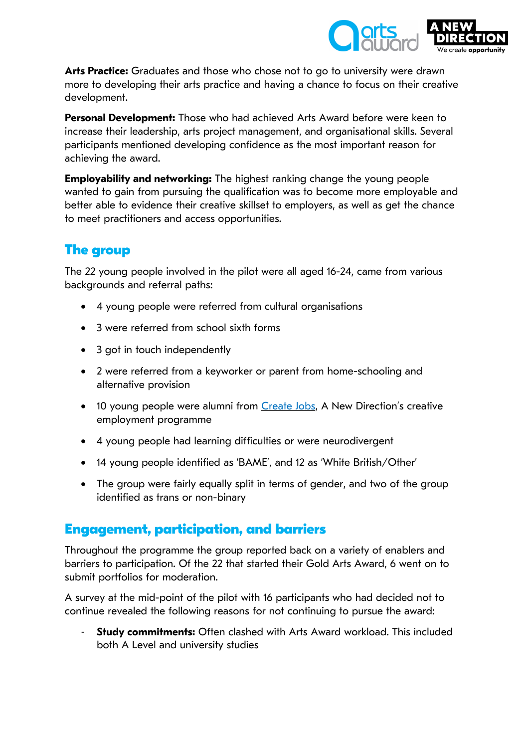**Arts Practice:** Graduates and those who chose not to go to university were drawn more to developing their arts practice and having a chance to focus on their creative development.

**Personal Development:** Those who had achieved Arts Award before were keen to increase their leadership, arts project management, and organisational skills. Several participants mentioned developing confidence as the most important reason for achieving the award.

**Employability and networking:** The highest ranking change the young people wanted to gain from pursuing the qualification was to become more employable and better able to evidence their creative skillset to employers, as well as get the chance to meet practitioners and access opportunities.

## The group

The 22 young people involved in the pilot were all aged 16-24, came from various backgrounds and referral paths:

- 4 young people were referred from cultural organisations
- 3 were referred from school sixth forms
- 3 got in touch independently
- 2 were referred from a keyworker or parent from home-schooling and alternative provision
- 10 young people were alumni from Create Jobs, A New Direction's creative employment programme
- 4 young people had learning difficulties or were neurodivergent
- 14 young people identified as 'BAME', and 12 as 'White British/Other'
- The group were fairly equally split in terms of gender, and two of the group identified as trans or non-binary

## Engagement, participation, and barriers

Throughout the programme the group reported back on a variety of enablers and barriers to participation. Of the 22 that started their Gold Arts Award, 6 went on to submit portfolios for moderation.

A survey at the mid-point of the pilot with 16 participants who had decided not to continue revealed the following reasons for not continuing to pursue the award:

- **Study commitments:** Often clashed with Arts Award workload. This included both A Level and university studies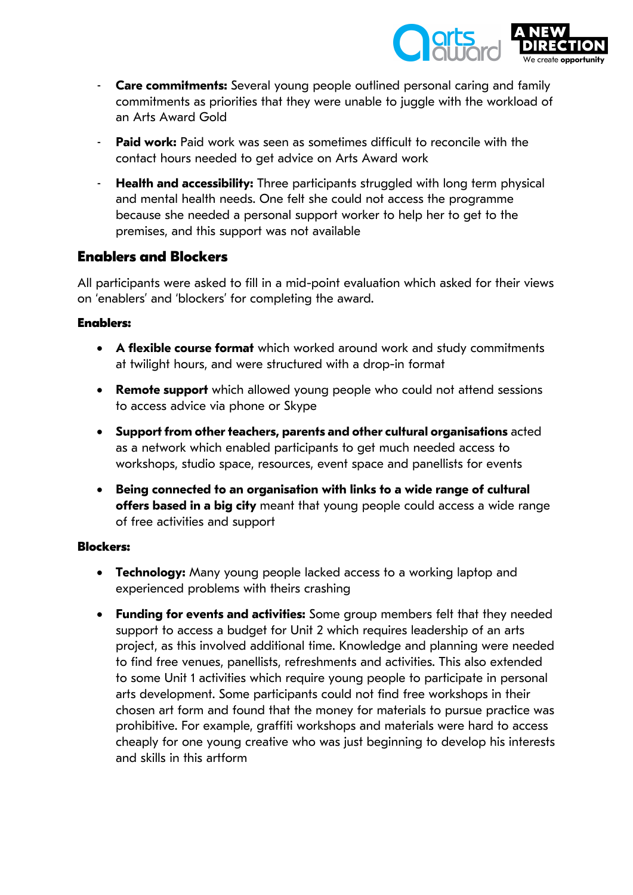- **Care commitments:** Several young people outlined personal caring and family commitments as priorities that they were unable to juggle with the workload of an Arts Award Gold
- **Paid work:** Paid work was seen as sometimes difficult to reconcile with the contact hours needed to get advice on Arts Award work
- **Health and accessibility:** Three participants struggled with long term physical and mental health needs. One felt she could not access the programme because she needed a personal support worker to help her to get to the premises, and this support was not available

## Enablers and Blockers

All participants were asked to fill in a mid-point evaluation which asked for their views on 'enablers' and 'blockers' for completing the award.

**Enablers:**

- **A flexible course format** which worked around work and study commitments at twilight hours, and were structured with a drop-in format
- **Remote support** which allowed young people who could not attend sessions to access advice via phone or Skype
- **Support from other teachers, parents and other cultural organisations** acted as a network which enabled participants to get much needed access to workshops, studio space, resources, event space and panellists for events
- **Being connected to an organisation with links to a wide range of cultural offers based in a big city** meant that young people could access a wide range of free activities and support

**Blockers:**

- **Technology:** Many young people lacked access to a working laptop and experienced problems with theirs crashing
- **Funding for events and activities:** Some group members felt that they needed support to access a budget for Unit 2 which requires leadership of an arts project, as this involved additional time. Knowledge and planning were needed to find free venues, panellists, refreshments and activities. This also extended to some Unit 1 activities which require young people to participate in personal arts development. Some participants could not find free workshops in their chosen art form and found that the money for materials to pursue practice was prohibitive. For example, graffiti workshops and materials were hard to access cheaply for one young creative who was just beginning to develop his interests and skills in this artform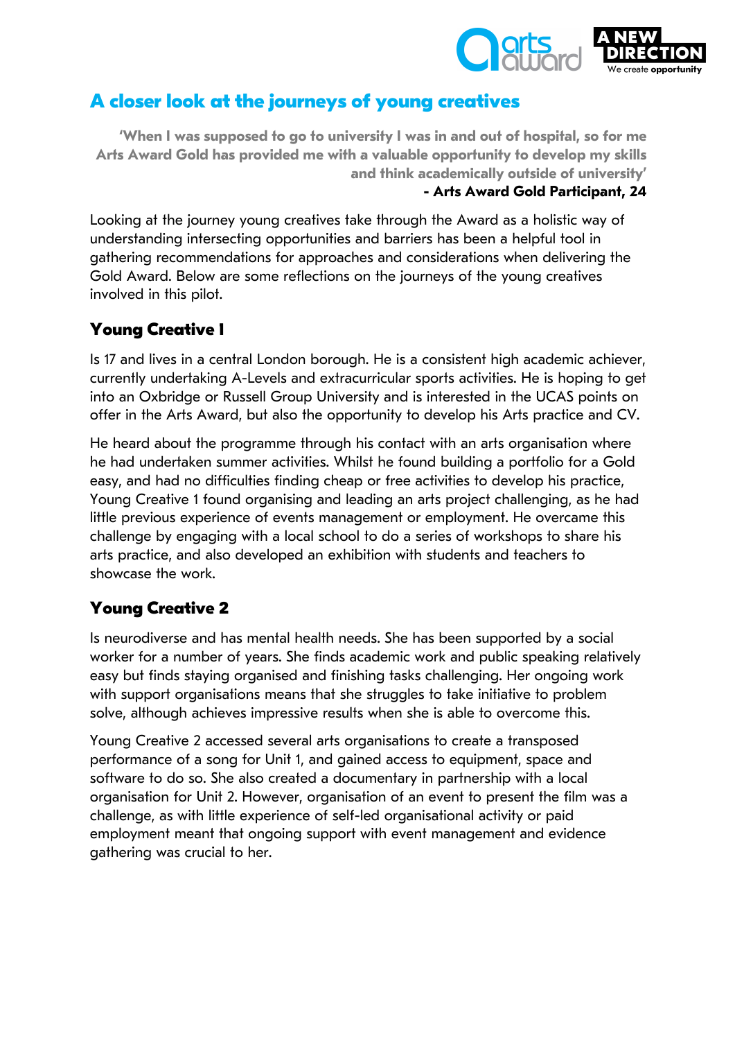## A closer look at the journeys of young creatives

> **'When I was supposed to go to university I was in and out of hospital, so for me Arts Award Gold has provided me with a valuable opportunity to develop my skills and think academically outside of university'**
> **- Arts Award Gold Participant, 24**

Looking at the journey young creatives take through the Award as a holistic way of understanding intersecting opportunities and barriers has been a helpful tool in gathering recommendations for approaches and considerations when delivering the Gold Award. Below are some reflections on the journeys of the young creatives involved in this pilot.

### Young Creative 1

Is 17 and lives in a central London borough. He is a consistent high academic achiever, currently undertaking A-Levels and extracurricular sports activities. He is hoping to get into an Oxbridge or Russell Group University and is interested in the UCAS points on offer in the Arts Award, but also the opportunity to develop his Arts practice and CV.

He heard about the programme through his contact with an arts organisation where he had undertaken summer activities. Whilst he found building a portfolio for a Gold easy, and had no difficulties finding cheap or free activities to develop his practice, Young Creative 1 found organising and leading an arts project challenging, as he had little previous experience of events management or employment. He overcame this challenge by engaging with a local school to do a series of workshops to share his arts practice, and also developed an exhibition with students and teachers to showcase the work.

### Young Creative 2

Is neurodiverse and has mental health needs. She has been supported by a social worker for a number of years. She finds academic work and public speaking relatively easy but finds staying organised and finishing tasks challenging. Her ongoing work with support organisations means that she struggles to take initiative to problem solve, although achieves impressive results when she is able to overcome this.

Young Creative 2 accessed several arts organisations to create a transposed performance of a song for Unit 1, and gained access to equipment, space and software to do so. She also created a documentary in partnership with a local organisation for Unit 2. However, organisation of an event to present the film was a challenge, as with little experience of self-led organisational activity or paid employment meant that ongoing support with event management and evidence gathering was crucial to her.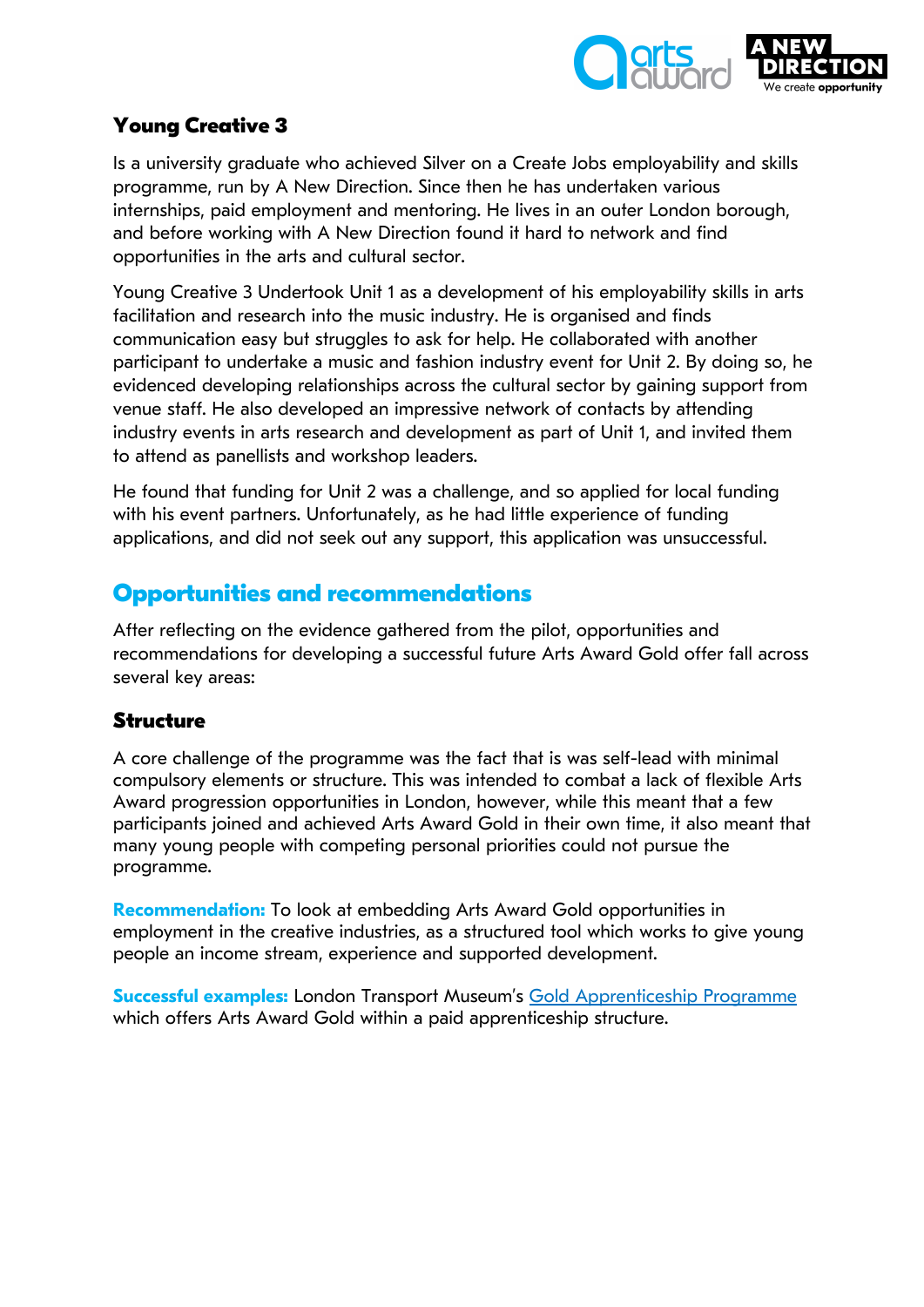### Young Creative 3

Is a university graduate who achieved Silver on a Create Jobs employability and skills programme, run by A New Direction. Since then he has undertaken various internships, paid employment and mentoring. He lives in an outer London borough, and before working with A New Direction found it hard to network and find opportunities in the arts and cultural sector.

Young Creative 3 Undertook Unit 1 as a development of his employability skills in arts facilitation and research into the music industry. He is organised and finds communication easy but struggles to ask for help. He collaborated with another participant to undertake a music and fashion industry event for Unit 2. By doing so, he evidenced developing relationships across the cultural sector by gaining support from venue staff. He also developed an impressive network of contacts by attending industry events in arts research and development as part of Unit 1, and invited them to attend as panellists and workshop leaders.

He found that funding for Unit 2 was a challenge, and so applied for local funding with his event partners. Unfortunately, as he had little experience of funding applications, and did not seek out any support, this application was unsuccessful.

## Opportunities and recommendations

After reflecting on the evidence gathered from the pilot, opportunities and recommendations for developing a successful future Arts Award Gold offer fall across several key areas:

### Structure

A core challenge of the programme was the fact that is was self-lead with minimal compulsory elements or structure. This was intended to combat a lack of flexible Arts Award progression opportunities in London, however, while this meant that a few participants joined and achieved Arts Award Gold in their own time, it also meant that many young people with competing personal priorities could not pursue the programme.

**Recommendation:** To look at embedding Arts Award Gold opportunities in employment in the creative industries, as a structured tool which works to give young people an income stream, experience and supported development.

**Successful examples:** London Transport Museum's Gold Apprenticeship Programme which offers Arts Award Gold within a paid apprenticeship structure.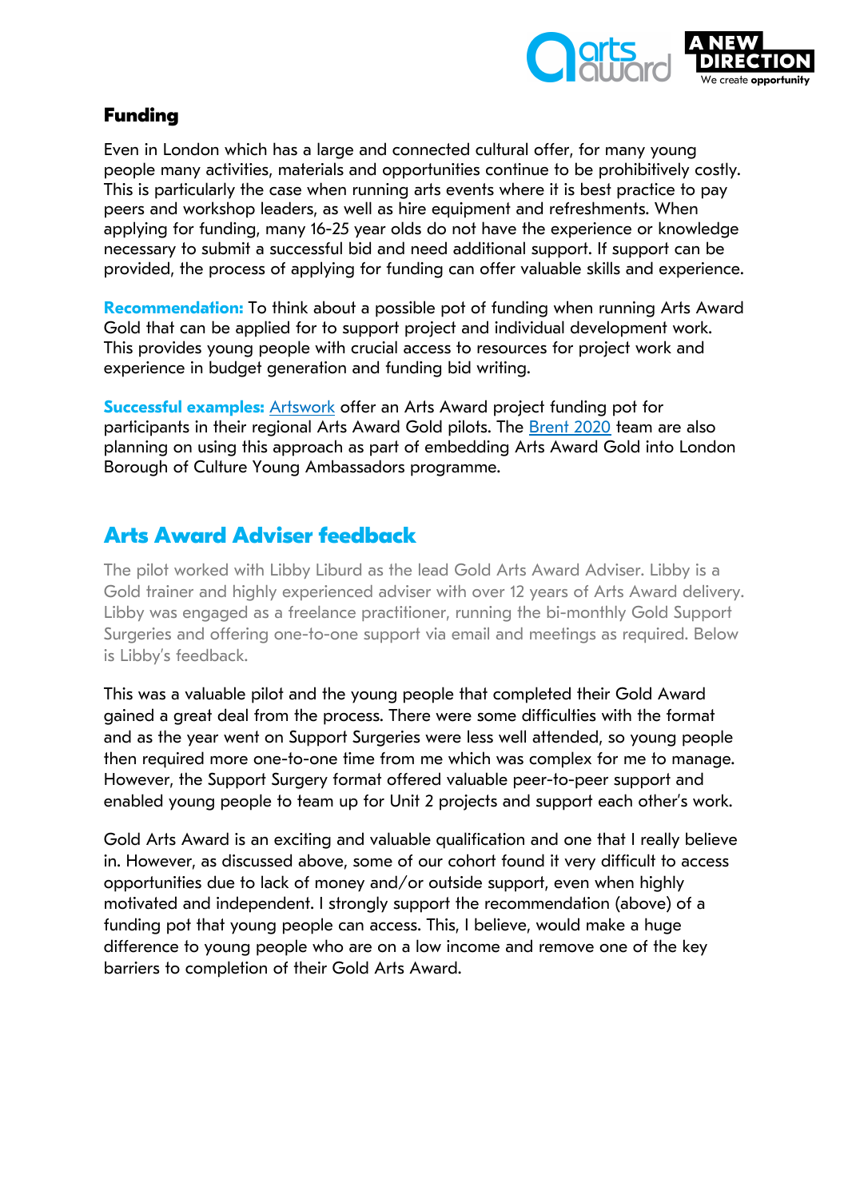## Funding

Even in London which has a large and connected cultural offer, for many young people many activities, materials and opportunities continue to be prohibitively costly. This is particularly the case when running arts events where it is best practice to pay peers and workshop leaders, as well as hire equipment and refreshments. When applying for funding, many 16-25 year olds do not have the experience or knowledge necessary to submit a successful bid and need additional support. If support can be provided, the process of applying for funding can offer valuable skills and experience.

**Recommendation:** To think about a possible pot of funding when running Arts Award Gold that can be applied for to support project and individual development work. This provides young people with crucial access to resources for project work and experience in budget generation and funding bid writing.

**Successful examples:** Artswork offer an Arts Award project funding pot for participants in their regional Arts Award Gold pilots. The Brent 2020 team are also planning on using this approach as part of embedding Arts Award Gold into London Borough of Culture Young Ambassadors programme.

# Arts Award Adviser feedback

The pilot worked with Libby Liburd as the lead Gold Arts Award Adviser. Libby is a Gold trainer and highly experienced adviser with over 12 years of Arts Award delivery. Libby was engaged as a freelance practitioner, running the bi-monthly Gold Support Surgeries and offering one-to-one support via email and meetings as required. Below is Libby's feedback.

This was a valuable pilot and the young people that completed their Gold Award gained a great deal from the process. There were some difficulties with the format and as the year went on Support Surgeries were less well attended, so young people then required more one-to-one time from me which was complex for me to manage. However, the Support Surgery format offered valuable peer-to-peer support and enabled young people to team up for Unit 2 projects and support each other's work.

Gold Arts Award is an exciting and valuable qualification and one that I really believe in. However, as discussed above, some of our cohort found it very difficult to access opportunities due to lack of money and/or outside support, even when highly motivated and independent. I strongly support the recommendation (above) of a funding pot that young people can access. This, I believe, would make a huge difference to young people who are on a low income and remove one of the key barriers to completion of their Gold Arts Award.